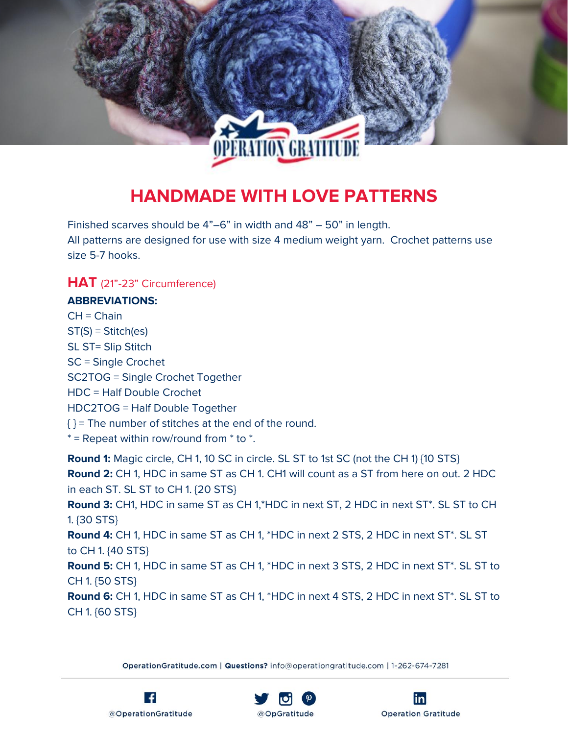OPERATION GRATITUDE

# HANDMADE WITH LOVE PATTERNS

Finished scarves should be 4”–6” in width and 48” – 50” in length.
All patterns are designed for use with size 4 medium weight yarn. Crochet patterns use size 5-7 hooks.

## HAT (21”-23” Circumference)

**ABBREVIATIONS:**

CH = Chain
ST(S) = Stitch(es)
SL ST= Slip Stitch
SC = Single Crochet
SC2TOG = Single Crochet Together
HDC = Half Double Crochet
HDC2TOG = Half Double Together
{ } = The number of stitches at the end of the round.
* = Repeat within row/round from * to *.

**Round 1:** Magic circle, CH 1, 10 SC in circle. SL ST to 1st SC (not the CH 1) {10 STS}

**Round 2:** CH 1, HDC in same ST as CH 1. CH1 will count as a ST from here on out. 2 HDC in each ST. SL ST to CH 1. {20 STS}

**Round 3:** CH1, HDC in same ST as CH 1,*HDC in next ST, 2 HDC in next ST*. SL ST to CH 1. {30 STS}

**Round 4:** CH 1, HDC in same ST as CH 1, *HDC in next 2 STS, 2 HDC in next ST*. SL ST to CH 1. {40 STS}

**Round 5:** CH 1, HDC in same ST as CH 1, *HDC in next 3 STS, 2 HDC in next ST*. SL ST to CH 1. {50 STS}

**Round 6:** CH 1, HDC in same ST as CH 1, *HDC in next 4 STS, 2 HDC in next ST*. SL ST to CH 1. {60 STS}

OperationGratitude.com | **Questions?** info@operationgratitude.com | 1-262-674-7281

@OperationGratitude @OpGratitude Operation Gratitude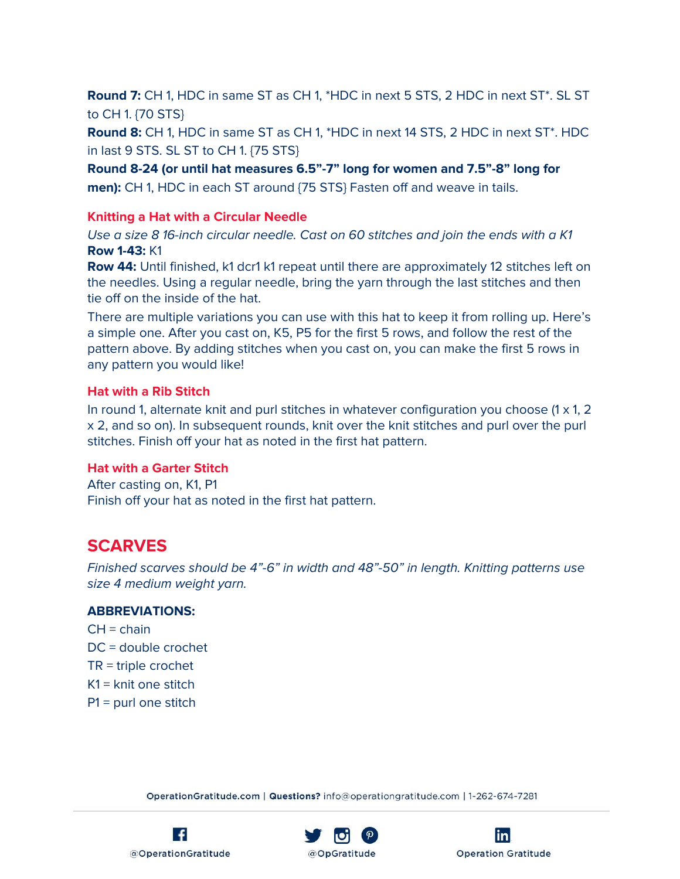**Round 7:** CH 1, HDC in same ST as CH 1, *HDC in next 5 STS, 2 HDC in next ST*. SL ST to CH 1. {70 STS}

**Round 8:** CH 1, HDC in same ST as CH 1, *HDC in next 14 STS, 2 HDC in next ST*. HDC in last 9 STS. SL ST to CH 1. {75 STS}

**Round 8-24 (or until hat measures 6.5"-7" long for women and 7.5"-8" long for men):** CH 1, HDC in each ST around {75 STS} Fasten off and weave in tails.

### Knitting a Hat with a Circular Needle

*Use a size 8 16-inch circular needle. Cast on 60 stitches and join the ends with a K1*

**Row 1-43:** K1

**Row 44:** Until finished, k1 dcr1 k1 repeat until there are approximately 12 stitches left on the needles. Using a regular needle, bring the yarn through the last stitches and then tie off on the inside of the hat.

There are multiple variations you can use with this hat to keep it from rolling up. Here's a simple one. After you cast on, K5, P5 for the first 5 rows, and follow the rest of the pattern above. By adding stitches when you cast on, you can make the first 5 rows in any pattern you would like!

### Hat with a Rib Stitch

In round 1, alternate knit and purl stitches in whatever configuration you choose (1 x 1, 2 x 2, and so on). In subsequent rounds, knit over the knit stitches and purl over the purl stitches. Finish off your hat as noted in the first hat pattern.

### Hat with a Garter Stitch

After casting on, K1, P1

Finish off your hat as noted in the first hat pattern.

## SCARVES

*Finished scarves should be 4"-6" in width and 48"-50" in length. Knitting patterns use size 4 medium weight yarn.*

**ABBREVIATIONS:**

CH = chain

DC = double crochet

TR = triple crochet

K1 = knit one stitch

P1 = purl one stitch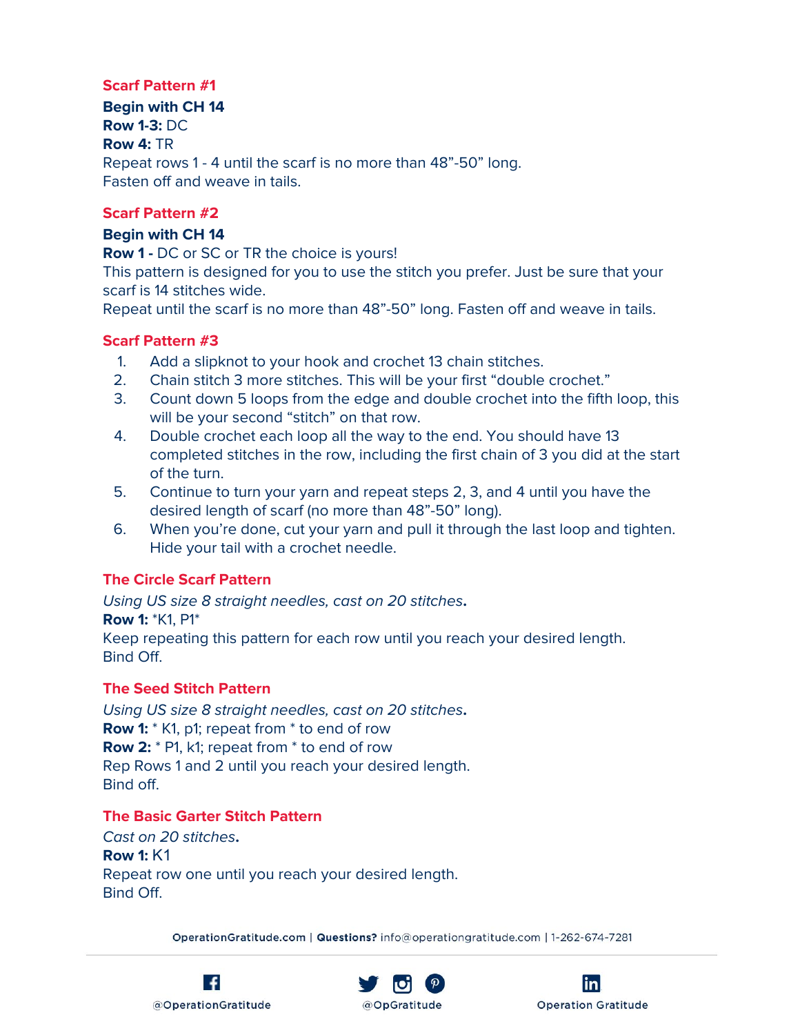## Scarf Pattern #1

**Begin with CH 14**
**Row 1-3:** DC
**Row 4:** TR
Repeat rows 1 - 4 until the scarf is no more than 48"-50" long.
Fasten off and weave in tails.

## Scarf Pattern #2

**Begin with CH 14**
**Row 1 -** DC or SC or TR the choice is yours!
This pattern is designed for you to use the stitch you prefer. Just be sure that your scarf is 14 stitches wide.
Repeat until the scarf is no more than 48"-50" long. Fasten off and weave in tails.

## Scarf Pattern #3

1. Add a slipknot to your hook and crochet 13 chain stitches.
2. Chain stitch 3 more stitches. This will be your first "double crochet."
3. Count down 5 loops from the edge and double crochet into the fifth loop, this will be your second "stitch" on that row.
4. Double crochet each loop all the way to the end. You should have 13 completed stitches in the row, including the first chain of 3 you did at the start of the turn.
5. Continue to turn your yarn and repeat steps 2, 3, and 4 until you have the desired length of scarf (no more than 48"-50" long).
6. When you're done, cut your yarn and pull it through the last loop and tighten. Hide your tail with a crochet needle.

## The Circle Scarf Pattern

*Using US size 8 straight needles, cast on 20 stitches.*
**Row 1:** *K1, P1*
Keep repeating this pattern for each row until you reach your desired length.
Bind Off.

## The Seed Stitch Pattern

*Using US size 8 straight needles, cast on 20 stitches.*
**Row 1:** * K1, p1; repeat from * to end of row
**Row 2:** * P1, k1; repeat from * to end of row
Rep Rows 1 and 2 until you reach your desired length.
Bind off.

## The Basic Garter Stitch Pattern

*Cast on 20 stitches.*
**Row 1:** K1
Repeat row one until you reach your desired length.
Bind Off.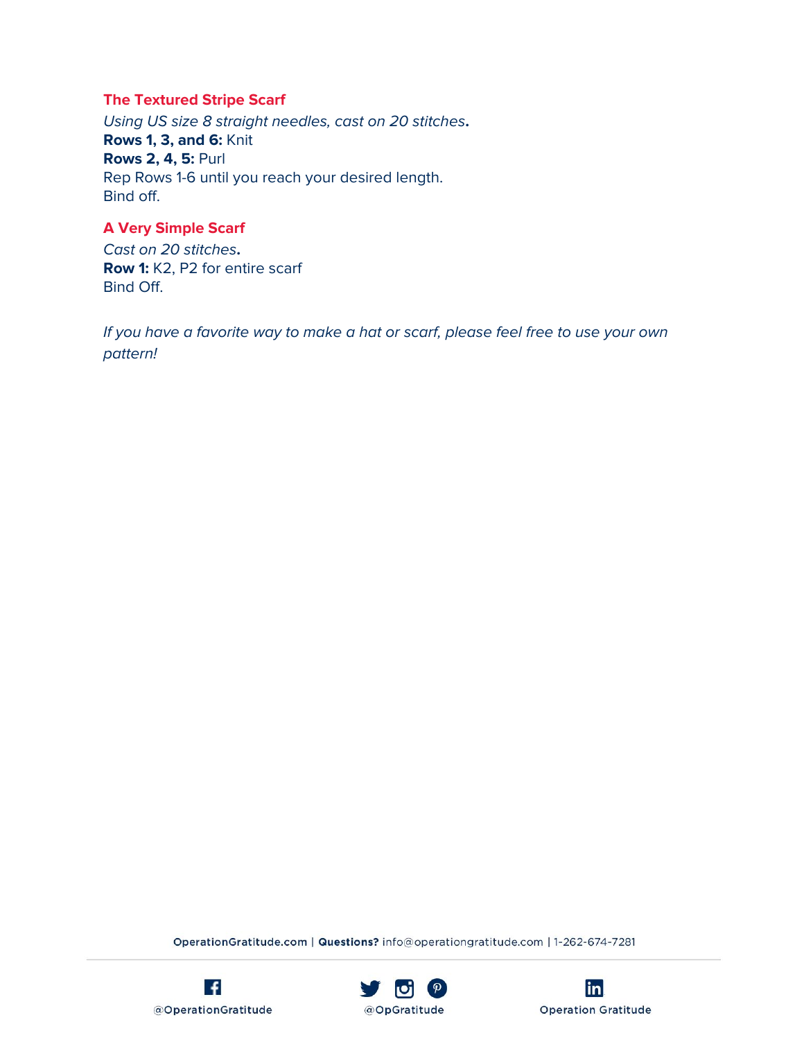### The Textured Stripe Scarf

*Using US size 8 straight needles, cast on 20 stitches.*
**Rows 1, 3, and 6:** Knit
**Rows 2, 4, 5:** Purl
Rep Rows 1-6 until you reach your desired length.
Bind off.

### A Very Simple Scarf

*Cast on 20 stitches.*
**Row 1:** K2, P2 for entire scarf
Bind Off.

*If you have a favorite way to make a hat or scarf, please feel free to use your own pattern!*